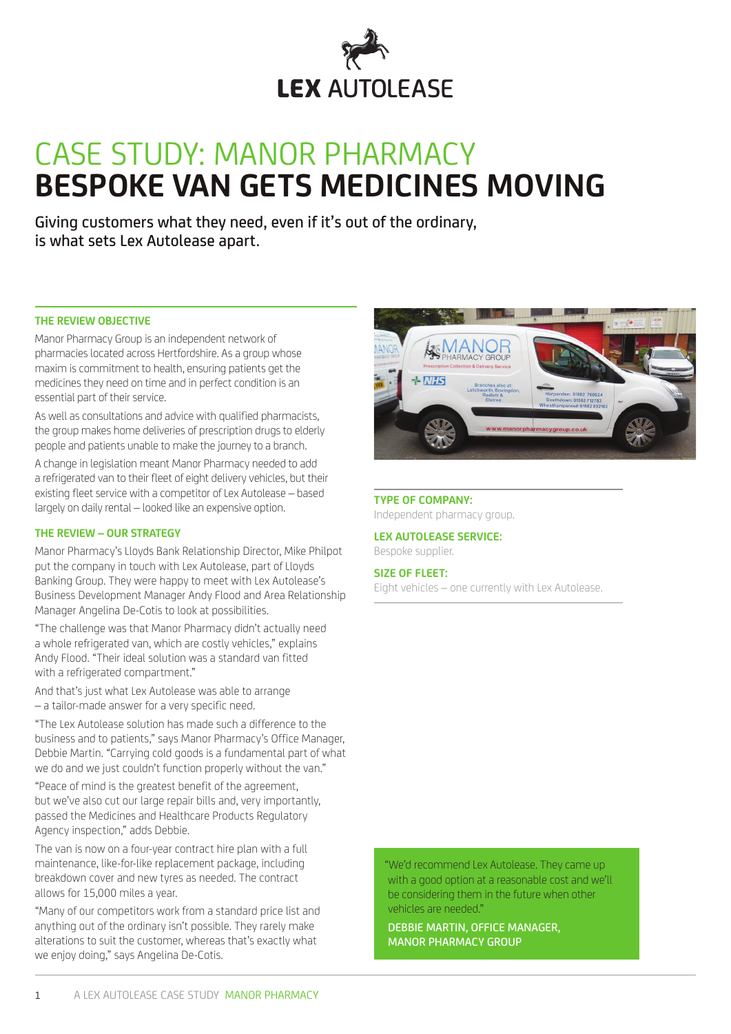LEX AUTOLEASE

# CASE STUDY: MANOR PHARMACY
# BESPOKE VAN GETS MEDICINES MOVING

Giving customers what they need, even if it's out of the ordinary, is what sets Lex Autolease apart.

### THE REVIEW OBJECTIVE

Manor Pharmacy Group is an independent network of pharmacies located across Hertfordshire. As a group whose maxim is commitment to health, ensuring patients get the medicines they need on time and in perfect condition is an essential part of their service.

As well as consultations and advice with qualified pharmacists, the group makes home deliveries of prescription drugs to elderly people and patients unable to make the journey to a branch.

A change in legislation meant Manor Pharmacy needed to add a refrigerated van to their fleet of eight delivery vehicles, but their existing fleet service with a competitor of Lex Autolease – based largely on daily rental – looked like an expensive option.

### THE REVIEW – OUR STRATEGY

Manor Pharmacy's Lloyds Bank Relationship Director, Mike Philpot put the company in touch with Lex Autolease, part of Lloyds Banking Group. They were happy to meet with Lex Autolease's Business Development Manager Andy Flood and Area Relationship Manager Angelina De-Cotis to look at possibilities.

"The challenge was that Manor Pharmacy didn't actually need a whole refrigerated van, which are costly vehicles," explains Andy Flood. "Their ideal solution was a standard van fitted with a refrigerated compartment."

And that's just what Lex Autolease was able to arrange – a tailor-made answer for a very specific need.

"The Lex Autolease solution has made such a difference to the business and to patients," says Manor Pharmacy's Office Manager, Debbie Martin. "Carrying cold goods is a fundamental part of what we do and we just couldn't function properly without the van."

"Peace of mind is the greatest benefit of the agreement, but we've also cut our large repair bills and, very importantly, passed the Medicines and Healthcare Products Regulatory Agency inspection," adds Debbie.

The van is now on a four-year contract hire plan with a full maintenance, like-for-like replacement package, including breakdown cover and new tyres as needed. The contract allows for 15,000 miles a year.

"Many of our competitors work from a standard price list and anything out of the ordinary isn't possible. They rarely make alterations to suit the customer, whereas that's exactly what we enjoy doing," says Angelina De-Cotis.

**TYPE OF COMPANY:**
Independent pharmacy group.

**LEX AUTOLEASE SERVICE:**
Bespoke supplier.

**SIZE OF FLEET:**
Eight vehicles – one currently with Lex Autolease.

> "We'd recommend Lex Autolease. They came up with a good option at a reasonable cost and we'll be considering them in the future when other vehicles are needed."
>
> DEBBIE MARTIN, OFFICE MANAGER, MANOR PHARMACY GROUP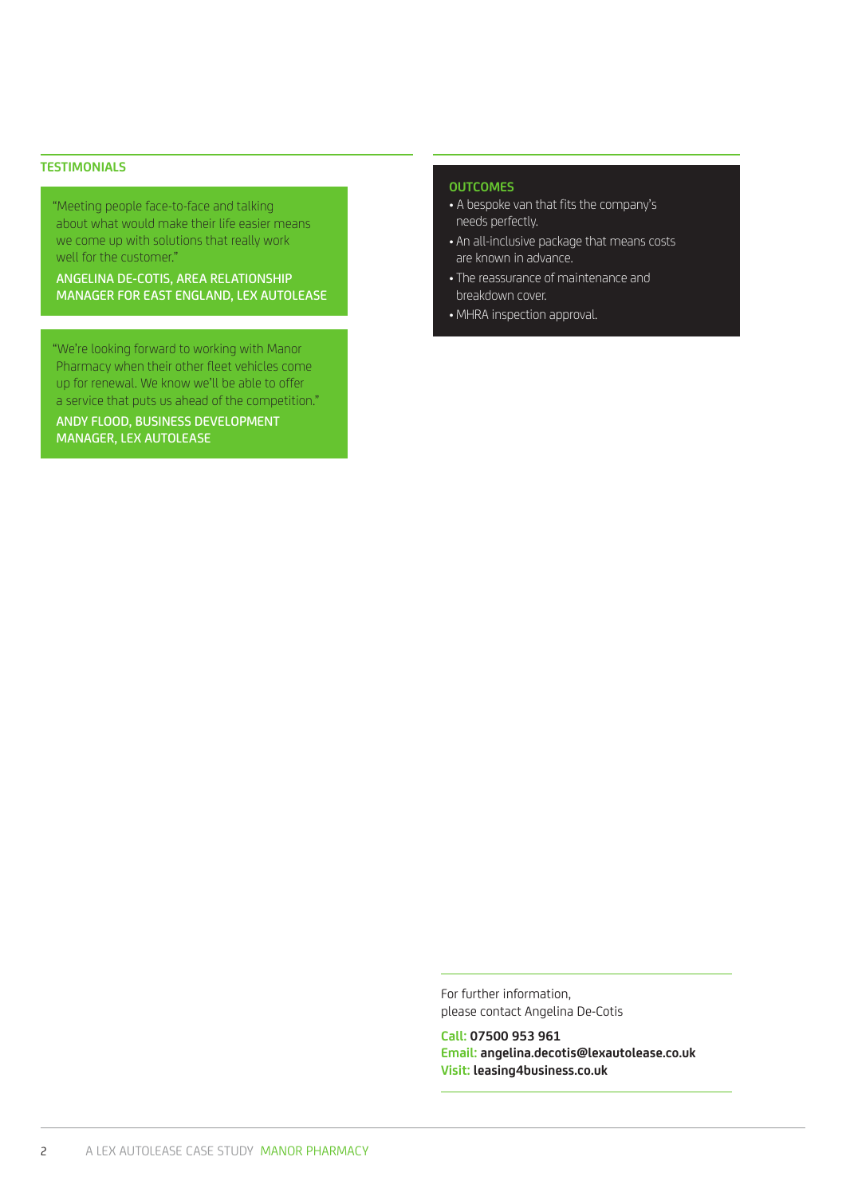## TESTIMONIALS

"Meeting people face-to-face and talking about what would make their life easier means we come up with solutions that really work well for the customer."

ANGELINA DE-COTIS, AREA RELATIONSHIP MANAGER FOR EAST ENGLAND, LEX AUTOLEASE

"We're looking forward to working with Manor Pharmacy when their other fleet vehicles come up for renewal. We know we'll be able to offer a service that puts us ahead of the competition."

ANDY FLOOD, BUSINESS DEVELOPMENT MANAGER, LEX AUTOLEASE

## OUTCOMES

- A bespoke van that fits the company's needs perfectly.
- An all-inclusive package that means costs are known in advance.
- The reassurance of maintenance and breakdown cover.
- MHRA inspection approval.

For further information,
please contact Angelina De-Cotis

Call: **07500 953 961**
Email: **angelina.decotis@lexautolease.co.uk**
Visit: **leasing4business.co.uk**